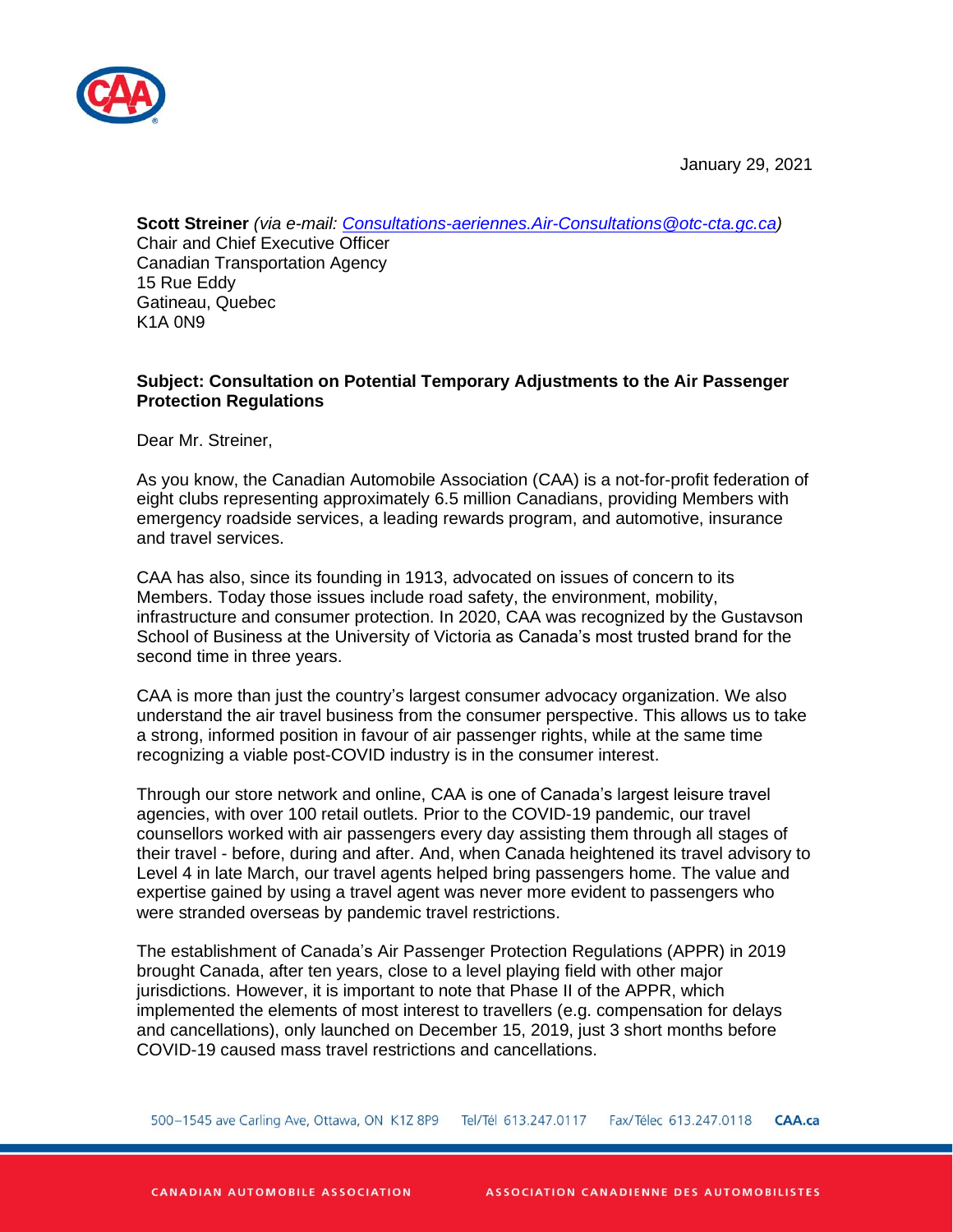January 29, 2021

**Scott Streiner** *(via e-mail: [Consultations-aeriennes.Air-Consultations@otc-cta.gc.ca](mailto:Consultations-aeriennes.Air-Consultations@otc-cta.gc.ca))*
Chair and Chief Executive Officer
Canadian Transportation Agency
15 Rue Eddy
Gatineau, Quebec
K1A 0N9

**Subject: Consultation on Potential Temporary Adjustments to the Air Passenger Protection Regulations**

Dear Mr. Streiner,

As you know, the Canadian Automobile Association (CAA) is a not-for-profit federation of eight clubs representing approximately 6.5 million Canadians, providing Members with emergency roadside services, a leading rewards program, and automotive, insurance and travel services.

CAA has also, since its founding in 1913, advocated on issues of concern to its Members. Today those issues include road safety, the environment, mobility, infrastructure and consumer protection. In 2020, CAA was recognized by the Gustavson School of Business at the University of Victoria as Canada's most trusted brand for the second time in three years.

CAA is more than just the country's largest consumer advocacy organization. We also understand the air travel business from the consumer perspective. This allows us to take a strong, informed position in favour of air passenger rights, while at the same time recognizing a viable post-COVID industry is in the consumer interest.

Through our store network and online, CAA is one of Canada's largest leisure travel agencies, with over 100 retail outlets. Prior to the COVID-19 pandemic, our travel counsellors worked with air passengers every day assisting them through all stages of their travel - before, during and after. And, when Canada heightened its travel advisory to Level 4 in late March, our travel agents helped bring passengers home. The value and expertise gained by using a travel agent was never more evident to passengers who were stranded overseas by pandemic travel restrictions.

The establishment of Canada's Air Passenger Protection Regulations (APPR) in 2019 brought Canada, after ten years, close to a level playing field with other major jurisdictions. However, it is important to note that Phase II of the APPR, which implemented the elements of most interest to travellers (e.g. compensation for delays and cancellations), only launched on December 15, 2019, just 3 short months before COVID-19 caused mass travel restrictions and cancellations.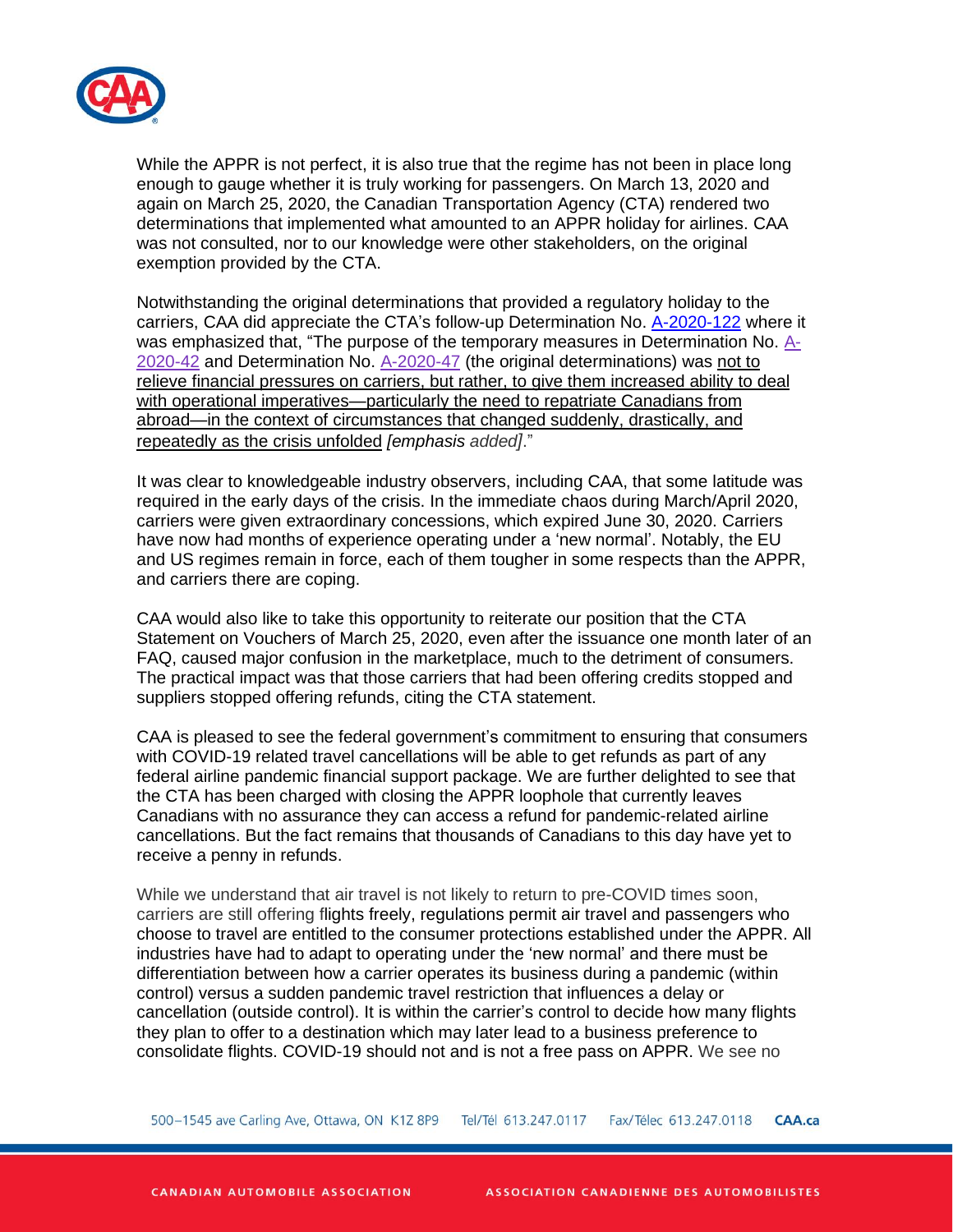While the APPR is not perfect, it is also true that the regime has not been in place long enough to gauge whether it is truly working for passengers. On March 13, 2020 and again on March 25, 2020, the Canadian Transportation Agency (CTA) rendered two determinations that implemented what amounted to an APPR holiday for airlines. CAA was not consulted, nor to our knowledge were other stakeholders, on the original exemption provided by the CTA.

Notwithstanding the original determinations that provided a regulatory holiday to the carriers, CAA did appreciate the CTA's follow-up Determination No. A-2020-122 where it was emphasized that, "The purpose of the temporary measures in Determination No. A-2020-42 and Determination No. A-2020-47 (the original determinations) was not to relieve financial pressures on carriers, but rather, to give them increased ability to deal with operational imperatives—particularly the need to repatriate Canadians from abroad—in the context of circumstances that changed suddenly, drastically, and repeatedly as the crisis unfolded *[emphasis added]*."

It was clear to knowledgeable industry observers, including CAA, that some latitude was required in the early days of the crisis. In the immediate chaos during March/April 2020, carriers were given extraordinary concessions, which expired June 30, 2020. Carriers have now had months of experience operating under a 'new normal'. Notably, the EU and US regimes remain in force, each of them tougher in some respects than the APPR, and carriers there are coping.

CAA would also like to take this opportunity to reiterate our position that the CTA Statement on Vouchers of March 25, 2020, even after the issuance one month later of an FAQ, caused major confusion in the marketplace, much to the detriment of consumers. The practical impact was that those carriers that had been offering credits stopped and suppliers stopped offering refunds, citing the CTA statement.

CAA is pleased to see the federal government's commitment to ensuring that consumers with COVID-19 related travel cancellations will be able to get refunds as part of any federal airline pandemic financial support package. We are further delighted to see that the CTA has been charged with closing the APPR loophole that currently leaves Canadians with no assurance they can access a refund for pandemic-related airline cancellations. But the fact remains that thousands of Canadians to this day have yet to receive a penny in refunds.

While we understand that air travel is not likely to return to pre-COVID times soon, carriers are still offering flights freely, regulations permit air travel and passengers who choose to travel are entitled to the consumer protections established under the APPR. All industries have had to adapt to operating under the 'new normal' and there must be differentiation between how a carrier operates its business during a pandemic (within control) versus a sudden pandemic travel restriction that influences a delay or cancellation (outside control). It is within the carrier's control to decide how many flights they plan to offer to a destination which may later lead to a business preference to consolidate flights. COVID-19 should not and is not a free pass on APPR. We see no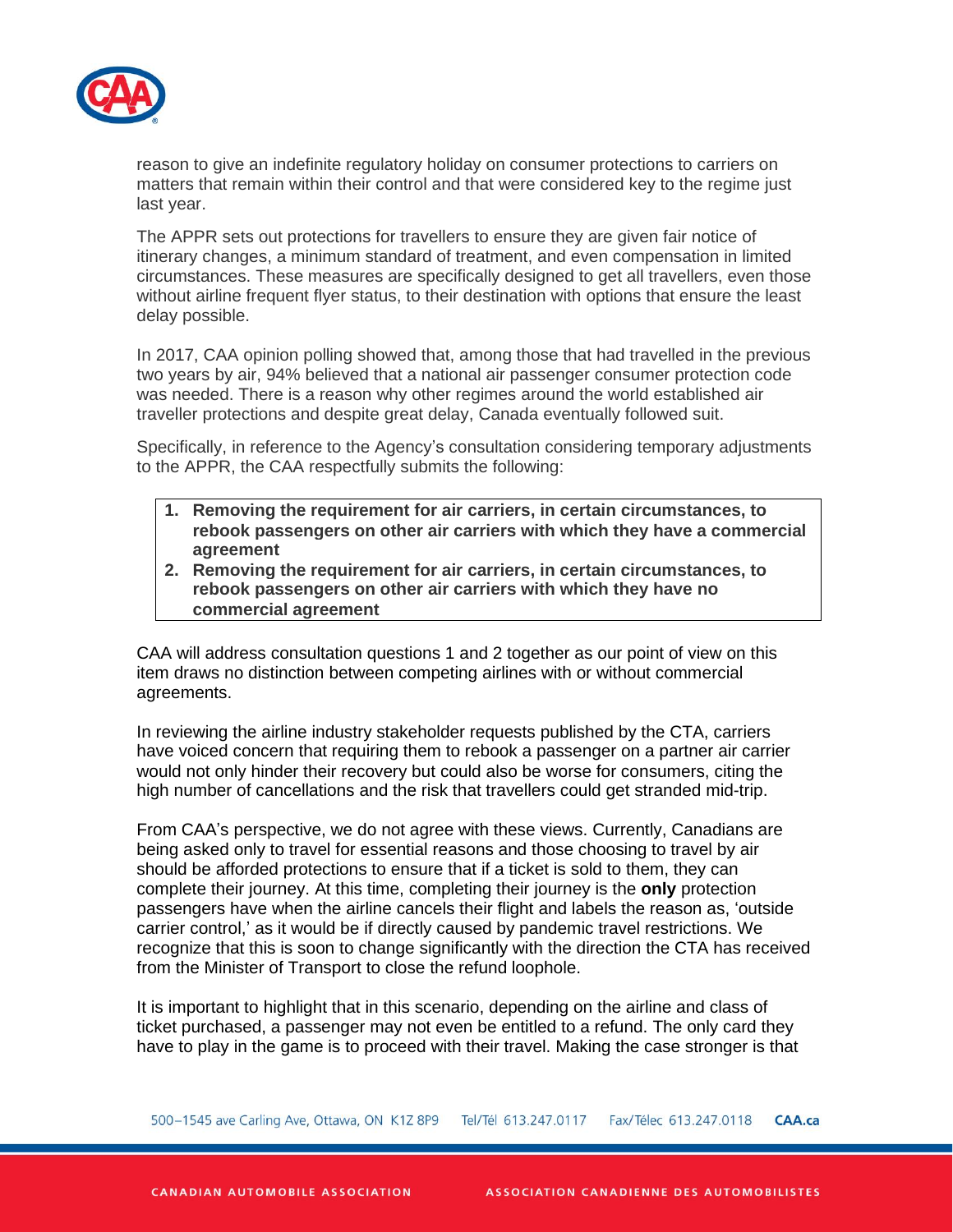reason to give an indefinite regulatory holiday on consumer protections to carriers on matters that remain within their control and that were considered key to the regime just last year.

The APPR sets out protections for travellers to ensure they are given fair notice of itinerary changes, a minimum standard of treatment, and even compensation in limited circumstances. These measures are specifically designed to get all travellers, even those without airline frequent flyer status, to their destination with options that ensure the least delay possible.

In 2017, CAA opinion polling showed that, among those that had travelled in the previous two years by air, 94% believed that a national air passenger consumer protection code was needed. There is a reason why other regimes around the world established air traveller protections and despite great delay, Canada eventually followed suit.

Specifically, in reference to the Agency's consultation considering temporary adjustments to the APPR, the CAA respectfully submits the following:

1. **Removing the requirement for air carriers, in certain circumstances, to rebook passengers on other air carriers with which they have a commercial agreement**
2. **Removing the requirement for air carriers, in certain circumstances, to rebook passengers on other air carriers with which they have no commercial agreement**

CAA will address consultation questions 1 and 2 together as our point of view on this item draws no distinction between competing airlines with or without commercial agreements.

In reviewing the airline industry stakeholder requests published by the CTA, carriers have voiced concern that requiring them to rebook a passenger on a partner air carrier would not only hinder their recovery but could also be worse for consumers, citing the high number of cancellations and the risk that travellers could get stranded mid-trip.

From CAA's perspective, we do not agree with these views. Currently, Canadians are being asked only to travel for essential reasons and those choosing to travel by air should be afforded protections to ensure that if a ticket is sold to them, they can complete their journey. At this time, completing their journey is the **only** protection passengers have when the airline cancels their flight and labels the reason as, 'outside carrier control,' as it would be if directly caused by pandemic travel restrictions. We recognize that this is soon to change significantly with the direction the CTA has received from the Minister of Transport to close the refund loophole.

It is important to highlight that in this scenario, depending on the airline and class of ticket purchased, a passenger may not even be entitled to a refund. The only card they have to play in the game is to proceed with their travel. Making the case stronger is that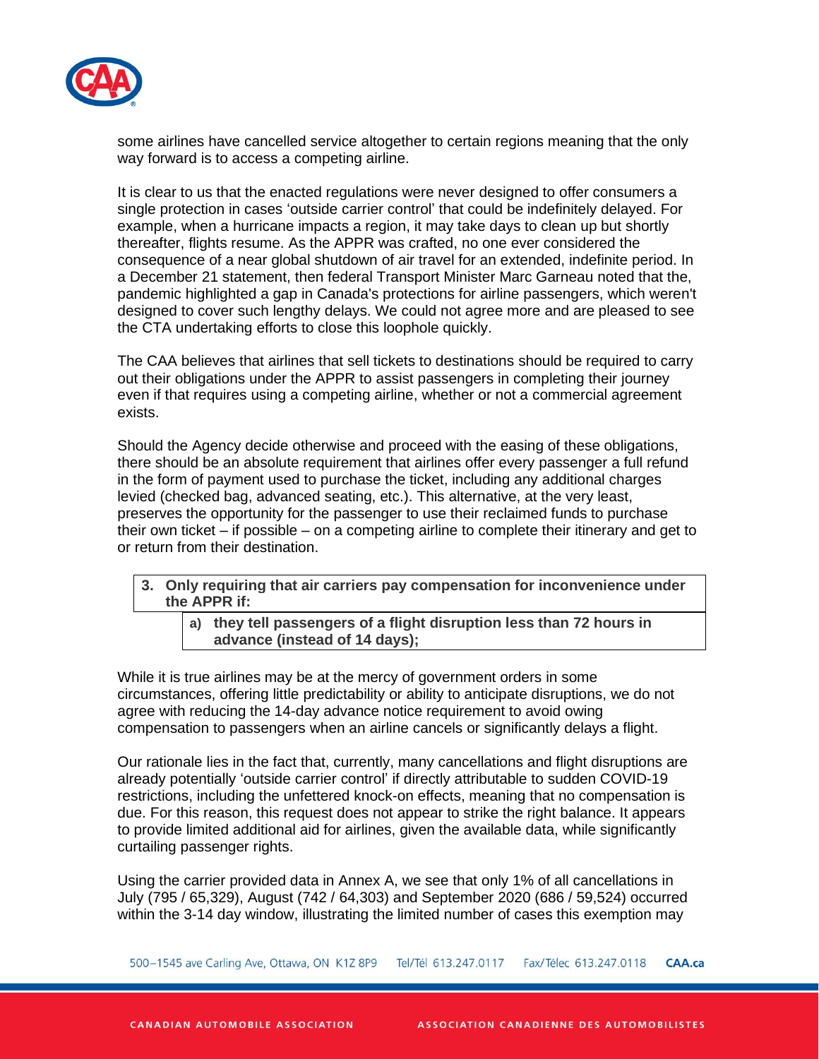some airlines have cancelled service altogether to certain regions meaning that the only way forward is to access a competing airline.

It is clear to us that the enacted regulations were never designed to offer consumers a single protection in cases 'outside carrier control' that could be indefinitely delayed. For example, when a hurricane impacts a region, it may take days to clean up but shortly thereafter, flights resume. As the APPR was crafted, no one ever considered the consequence of a near global shutdown of air travel for an extended, indefinite period. In a December 21 statement, then federal Transport Minister Marc Garneau noted that the, pandemic highlighted a gap in Canada's protections for airline passengers, which weren't designed to cover such lengthy delays. We could not agree more and are pleased to see the CTA undertaking efforts to close this loophole quickly.

The CAA believes that airlines that sell tickets to destinations should be required to carry out their obligations under the APPR to assist passengers in completing their journey even if that requires using a competing airline, whether or not a commercial agreement exists.

Should the Agency decide otherwise and proceed with the easing of these obligations, there should be an absolute requirement that airlines offer every passenger a full refund in the form of payment used to purchase the ticket, including any additional charges levied (checked bag, advanced seating, etc.). This alternative, at the very least, preserves the opportunity for the passenger to use their reclaimed funds to purchase their own ticket – if possible – on a competing airline to complete their itinerary and get to or return from their destination.

**3. Only requiring that air carriers pay compensation for inconvenience under the APPR if:**

**a) they tell passengers of a flight disruption less than 72 hours in advance (instead of 14 days);**

While it is true airlines may be at the mercy of government orders in some circumstances, offering little predictability or ability to anticipate disruptions, we do not agree with reducing the 14-day advance notice requirement to avoid owing compensation to passengers when an airline cancels or significantly delays a flight.

Our rationale lies in the fact that, currently, many cancellations and flight disruptions are already potentially 'outside carrier control' if directly attributable to sudden COVID-19 restrictions, including the unfettered knock-on effects, meaning that no compensation is due. For this reason, this request does not appear to strike the right balance. It appears to provide limited additional aid for airlines, given the available data, while significantly curtailing passenger rights.

Using the carrier provided data in Annex A, we see that only 1% of all cancellations in July (795 / 65,329), August (742 / 64,303) and September 2020 (686 / 59,524) occurred within the 3-14 day window, illustrating the limited number of cases this exemption may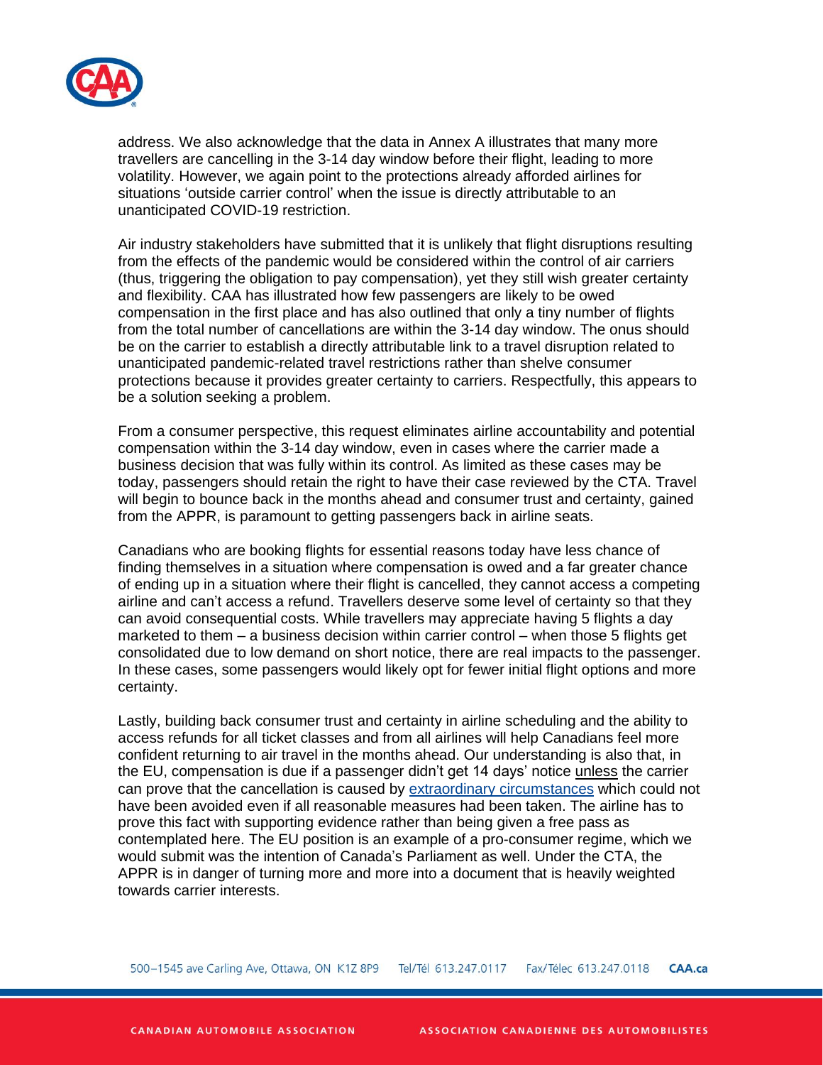address. We also acknowledge that the data in Annex A illustrates that many more travellers are cancelling in the 3-14 day window before their flight, leading to more volatility. However, we again point to the protections already afforded airlines for situations 'outside carrier control' when the issue is directly attributable to an unanticipated COVID-19 restriction.

Air industry stakeholders have submitted that it is unlikely that flight disruptions resulting from the effects of the pandemic would be considered within the control of air carriers (thus, triggering the obligation to pay compensation), yet they still wish greater certainty and flexibility. CAA has illustrated how few passengers are likely to be owed compensation in the first place and has also outlined that only a tiny number of flights from the total number of cancellations are within the 3-14 day window. The onus should be on the carrier to establish a directly attributable link to a travel disruption related to unanticipated pandemic-related travel restrictions rather than shelve consumer protections because it provides greater certainty to carriers. Respectfully, this appears to be a solution seeking a problem.

From a consumer perspective, this request eliminates airline accountability and potential compensation within the 3-14 day window, even in cases where the carrier made a business decision that was fully within its control. As limited as these cases may be today, passengers should retain the right to have their case reviewed by the CTA. Travel will begin to bounce back in the months ahead and consumer trust and certainty, gained from the APPR, is paramount to getting passengers back in airline seats.

Canadians who are booking flights for essential reasons today have less chance of finding themselves in a situation where compensation is owed and a far greater chance of ending up in a situation where their flight is cancelled, they cannot access a competing airline and can't access a refund. Travellers deserve some level of certainty so that they can avoid consequential costs. While travellers may appreciate having 5 flights a day marketed to them – a business decision within carrier control – when those 5 flights get consolidated due to low demand on short notice, there are real impacts to the passenger. In these cases, some passengers would likely opt for fewer initial flight options and more certainty.

Lastly, building back consumer trust and certainty in airline scheduling and the ability to access refunds for all ticket classes and from all airlines will help Canadians feel more confident returning to air travel in the months ahead. Our understanding is also that, in the EU, compensation is due if a passenger didn't get 14 days' notice <u>unless</u> the carrier can prove that the cancellation is caused by [extraordinary circumstances]() which could not have been avoided even if all reasonable measures had been taken. The airline has to prove this fact with supporting evidence rather than being given a free pass as contemplated here. The EU position is an example of a pro-consumer regime, which we would submit was the intention of Canada's Parliament as well. Under the CTA, the APPR is in danger of turning more and more into a document that is heavily weighted towards carrier interests.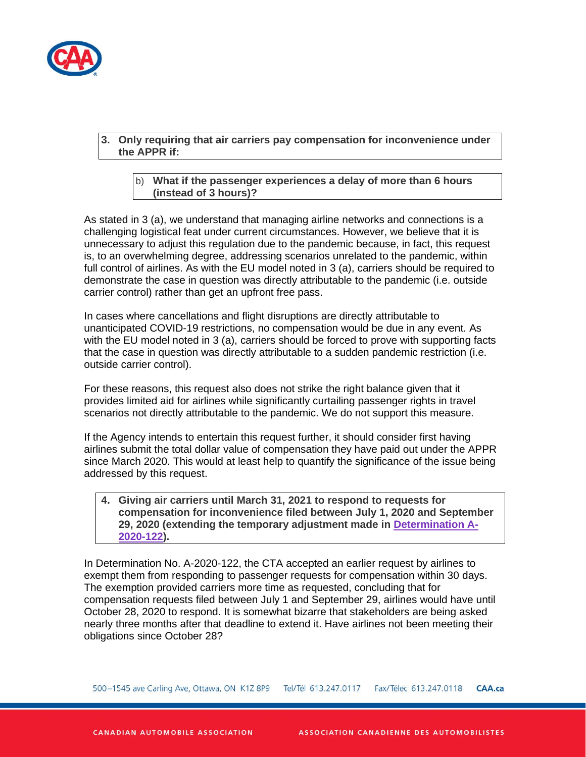**3. Only requiring that air carriers pay compensation for inconvenience under the APPR if:**

b) **What if the passenger experiences a delay of more than 6 hours (instead of 3 hours)?**

As stated in 3 (a), we understand that managing airline networks and connections is a challenging logistical feat under current circumstances. However, we believe that it is unnecessary to adjust this regulation due to the pandemic because, in fact, this request is, to an overwhelming degree, addressing scenarios unrelated to the pandemic, within full control of airlines. As with the EU model noted in 3 (a), carriers should be required to demonstrate the case in question was directly attributable to the pandemic (i.e. outside carrier control) rather than get an upfront free pass.

In cases where cancellations and flight disruptions are directly attributable to unanticipated COVID-19 restrictions, no compensation would be due in any event. As with the EU model noted in 3 (a), carriers should be forced to prove with supporting facts that the case in question was directly attributable to a sudden pandemic restriction (i.e. outside carrier control).

For these reasons, this request also does not strike the right balance given that it provides limited aid for airlines while significantly curtailing passenger rights in travel scenarios not directly attributable to the pandemic. We do not support this measure.

If the Agency intends to entertain this request further, it should consider first having airlines submit the total dollar value of compensation they have paid out under the APPR since March 2020. This would at least help to quantify the significance of the issue being addressed by this request.

**4. Giving air carriers until March 31, 2021 to respond to requests for compensation for inconvenience filed between July 1, 2020 and September 29, 2020 (extending the temporary adjustment made in [Determination A-2020-122]).**

In Determination No. A-2020-122, the CTA accepted an earlier request by airlines to exempt them from responding to passenger requests for compensation within 30 days. The exemption provided carriers more time as requested, concluding that for compensation requests filed between July 1 and September 29, airlines would have until October 28, 2020 to respond. It is somewhat bizarre that stakeholders are being asked nearly three months after that deadline to extend it. Have airlines not been meeting their obligations since October 28?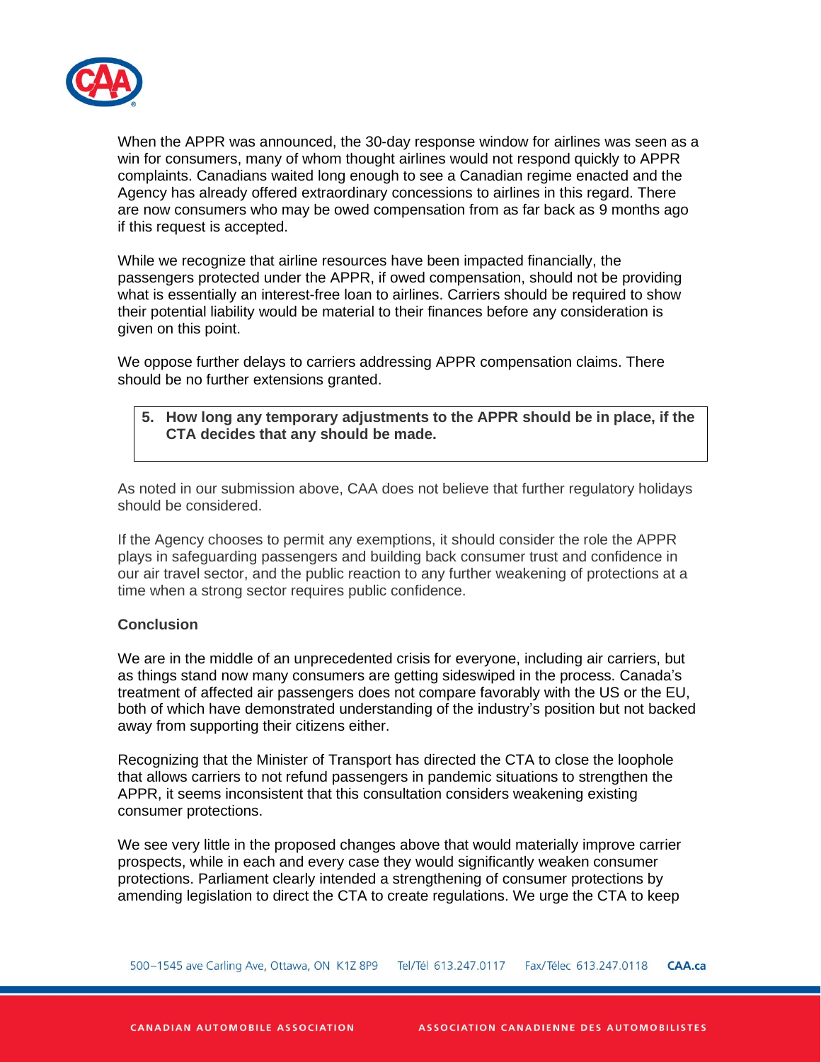When the APPR was announced, the 30-day response window for airlines was seen as a win for consumers, many of whom thought airlines would not respond quickly to APPR complaints. Canadians waited long enough to see a Canadian regime enacted and the Agency has already offered extraordinary concessions to airlines in this regard. There are now consumers who may be owed compensation from as far back as 9 months ago if this request is accepted.

While we recognize that airline resources have been impacted financially, the passengers protected under the APPR, if owed compensation, should not be providing what is essentially an interest-free loan to airlines. Carriers should be required to show their potential liability would be material to their finances before any consideration is given on this point.

We oppose further delays to carriers addressing APPR compensation claims. There should be no further extensions granted.

**5. How long any temporary adjustments to the APPR should be in place, if the CTA decides that any should be made.**

As noted in our submission above, CAA does not believe that further regulatory holidays should be considered.

If the Agency chooses to permit any exemptions, it should consider the role the APPR plays in safeguarding passengers and building back consumer trust and confidence in our air travel sector, and the public reaction to any further weakening of protections at a time when a strong sector requires public confidence.

**Conclusion**

We are in the middle of an unprecedented crisis for everyone, including air carriers, but as things stand now many consumers are getting sideswiped in the process. Canada's treatment of affected air passengers does not compare favorably with the US or the EU, both of which have demonstrated understanding of the industry's position but not backed away from supporting their citizens either.

Recognizing that the Minister of Transport has directed the CTA to close the loophole that allows carriers to not refund passengers in pandemic situations to strengthen the APPR, it seems inconsistent that this consultation considers weakening existing consumer protections.

We see very little in the proposed changes above that would materially improve carrier prospects, while in each and every case they would significantly weaken consumer protections. Parliament clearly intended a strengthening of consumer protections by amending legislation to direct the CTA to create regulations. We urge the CTA to keep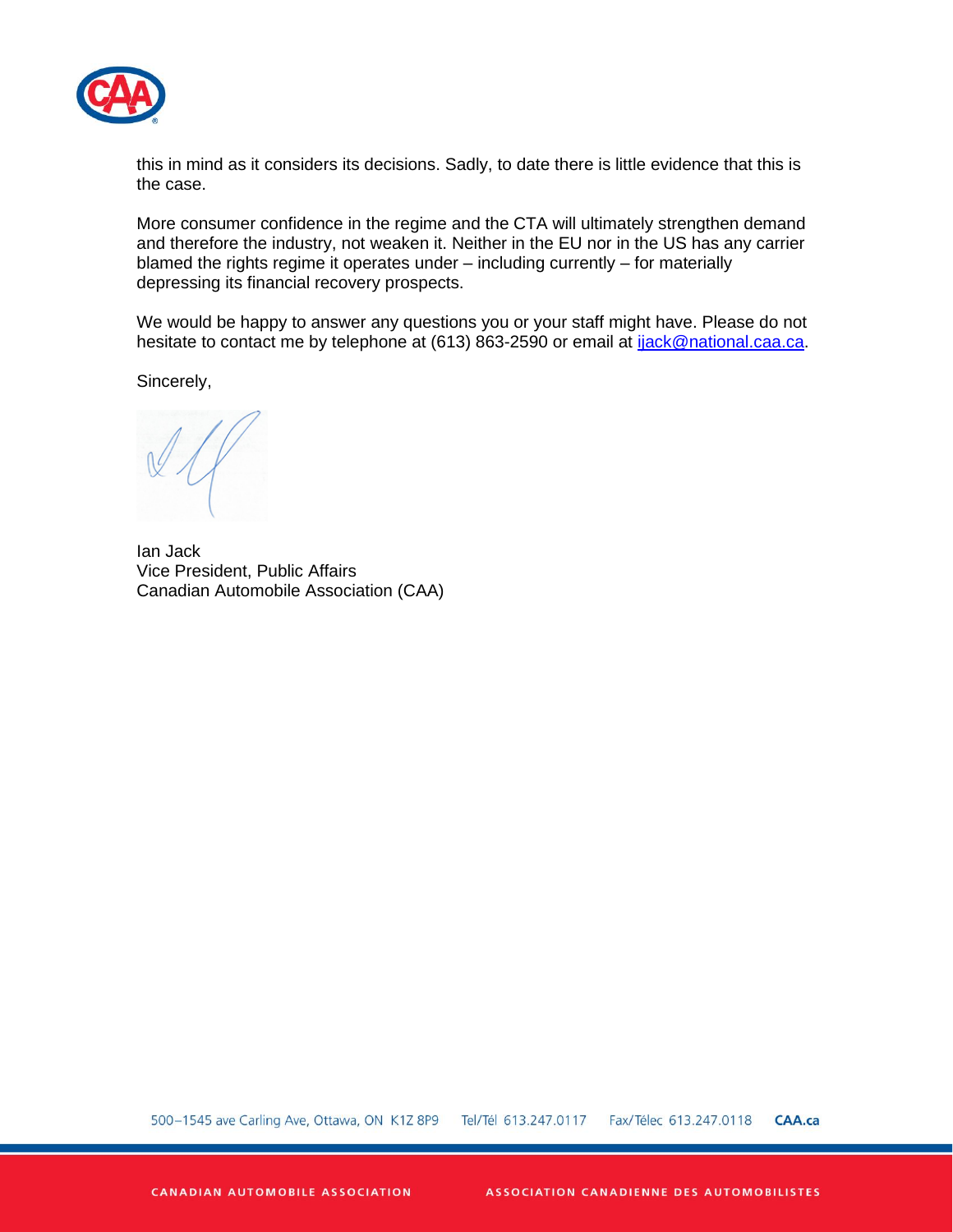this in mind as it considers its decisions. Sadly, to date there is little evidence that this is the case.

More consumer confidence in the regime and the CTA will ultimately strengthen demand and therefore the industry, not weaken it. Neither in the EU nor in the US has any carrier blamed the rights regime it operates under – including currently – for materially depressing its financial recovery prospects.

We would be happy to answer any questions you or your staff might have. Please do not hesitate to contact me by telephone at (613) 863-2590 or email at ijack@national.caa.ca.

Sincerely,

Ian Jack
Vice President, Public Affairs
Canadian Automobile Association (CAA)